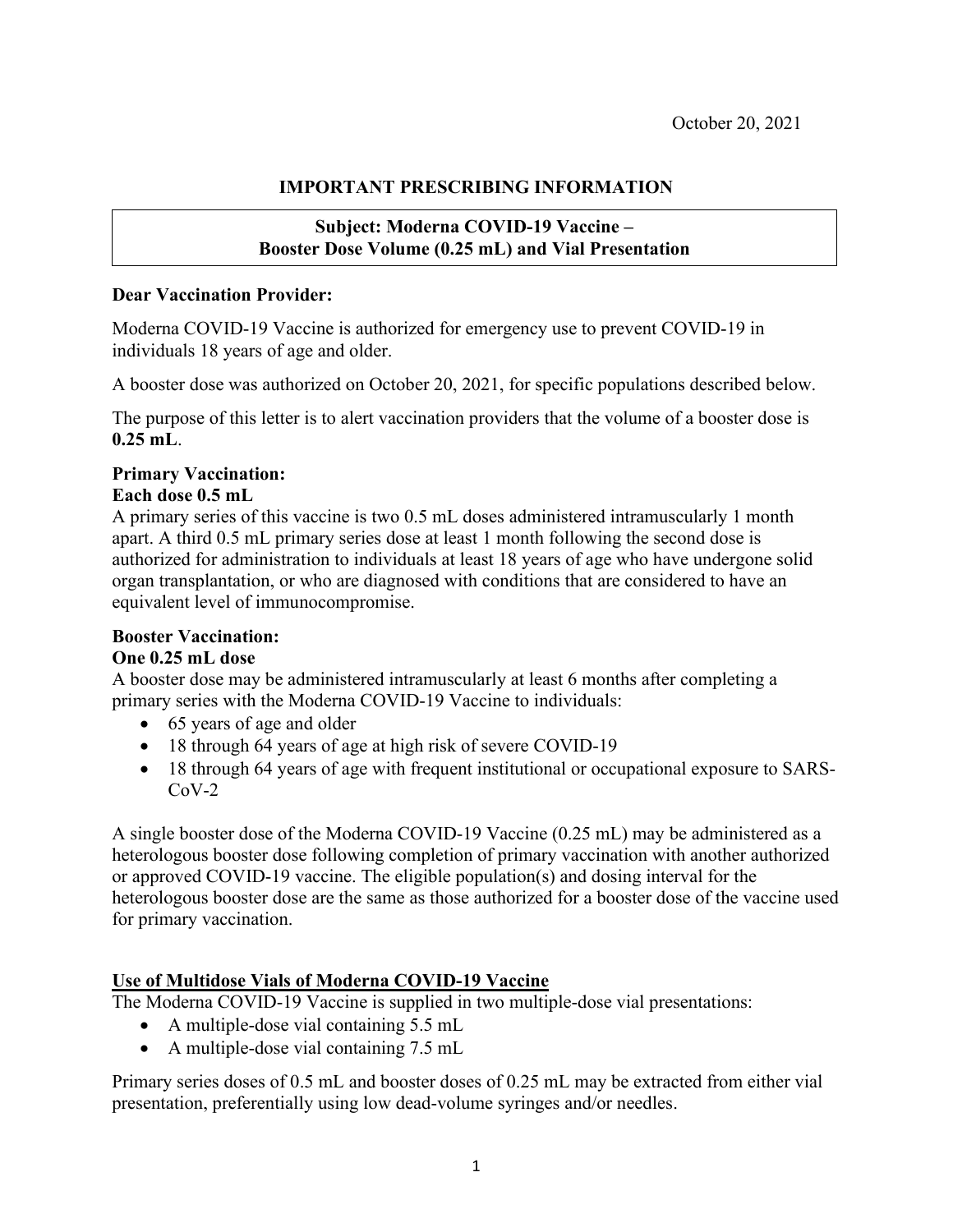October 20, 2021

# IMPORTANT PRESCRIBING INFORMATION

**Subject: Moderna COVID-19 Vaccine –**
**Booster Dose Volume (0.25 mL) and Vial Presentation**

**Dear Vaccination Provider:**

Moderna COVID-19 Vaccine is authorized for emergency use to prevent COVID-19 in individuals 18 years of age and older.

A booster dose was authorized on October 20, 2021, for specific populations described below.

The purpose of this letter is to alert vaccination providers that the volume of a booster dose is **0.25 mL**.

**Primary Vaccination:**
**Each dose 0.5 mL**
A primary series of this vaccine is two 0.5 mL doses administered intramuscularly 1 month apart. A third 0.5 mL primary series dose at least 1 month following the second dose is authorized for administration to individuals at least 18 years of age who have undergone solid organ transplantation, or who are diagnosed with conditions that are considered to have an equivalent level of immunocompromise.

**Booster Vaccination:**
**One 0.25 mL dose**
A booster dose may be administered intramuscularly at least 6 months after completing a primary series with the Moderna COVID-19 Vaccine to individuals:

- 65 years of age and older
- 18 through 64 years of age at high risk of severe COVID-19
- 18 through 64 years of age with frequent institutional or occupational exposure to SARS-CoV-2

A single booster dose of the Moderna COVID-19 Vaccine (0.25 mL) may be administered as a heterologous booster dose following completion of primary vaccination with another authorized or approved COVID-19 vaccine. The eligible population(s) and dosing interval for the heterologous booster dose are the same as those authorized for a booster dose of the vaccine used for primary vaccination.

**Use of Multidose Vials of Moderna COVID-19 Vaccine**
The Moderna COVID-19 Vaccine is supplied in two multiple-dose vial presentations:

- A multiple-dose vial containing 5.5 mL
- A multiple-dose vial containing 7.5 mL

Primary series doses of 0.5 mL and booster doses of 0.25 mL may be extracted from either vial presentation, preferentially using low dead-volume syringes and/or needles.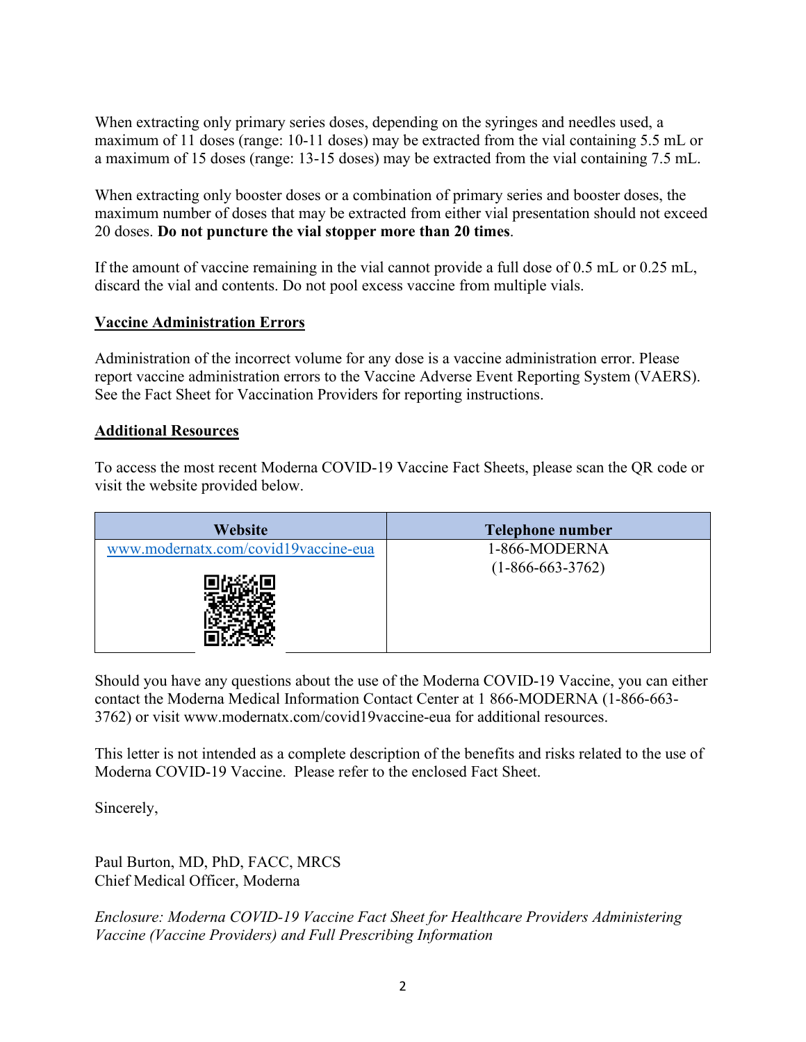When extracting only primary series doses, depending on the syringes and needles used, a maximum of 11 doses (range: 10-11 doses) may be extracted from the vial containing 5.5 mL or a maximum of 15 doses (range: 13-15 doses) may be extracted from the vial containing 7.5 mL.

When extracting only booster doses or a combination of primary series and booster doses, the maximum number of doses that may be extracted from either vial presentation should not exceed 20 doses. **Do not puncture the vial stopper more than 20 times**.

If the amount of vaccine remaining in the vial cannot provide a full dose of 0.5 mL or 0.25 mL, discard the vial and contents. Do not pool excess vaccine from multiple vials.

## Vaccine Administration Errors

Administration of the incorrect volume for any dose is a vaccine administration error. Please report vaccine administration errors to the Vaccine Adverse Event Reporting System (VAERS). See the Fact Sheet for Vaccination Providers for reporting instructions.

## Additional Resources

To access the most recent Moderna COVID-19 Vaccine Fact Sheets, please scan the QR code or visit the website provided below.

| Website | Telephone number |
| --- | --- |
| www.modernatx.com/covid19vaccine-eua | 1-866-MODERNA (1-866-663-3762) |

Should you have any questions about the use of the Moderna COVID-19 Vaccine, you can either contact the Moderna Medical Information Contact Center at 1 866-MODERNA (1-866-663-3762) or visit www.modernatx.com/covid19vaccine-eua for additional resources.

This letter is not intended as a complete description of the benefits and risks related to the use of Moderna COVID-19 Vaccine. Please refer to the enclosed Fact Sheet.

Sincerely,

Paul Burton, MD, PhD, FACC, MRCS
Chief Medical Officer, Moderna

*Enclosure: Moderna COVID-19 Vaccine Fact Sheet for Healthcare Providers Administering Vaccine (Vaccine Providers) and Full Prescribing Information*